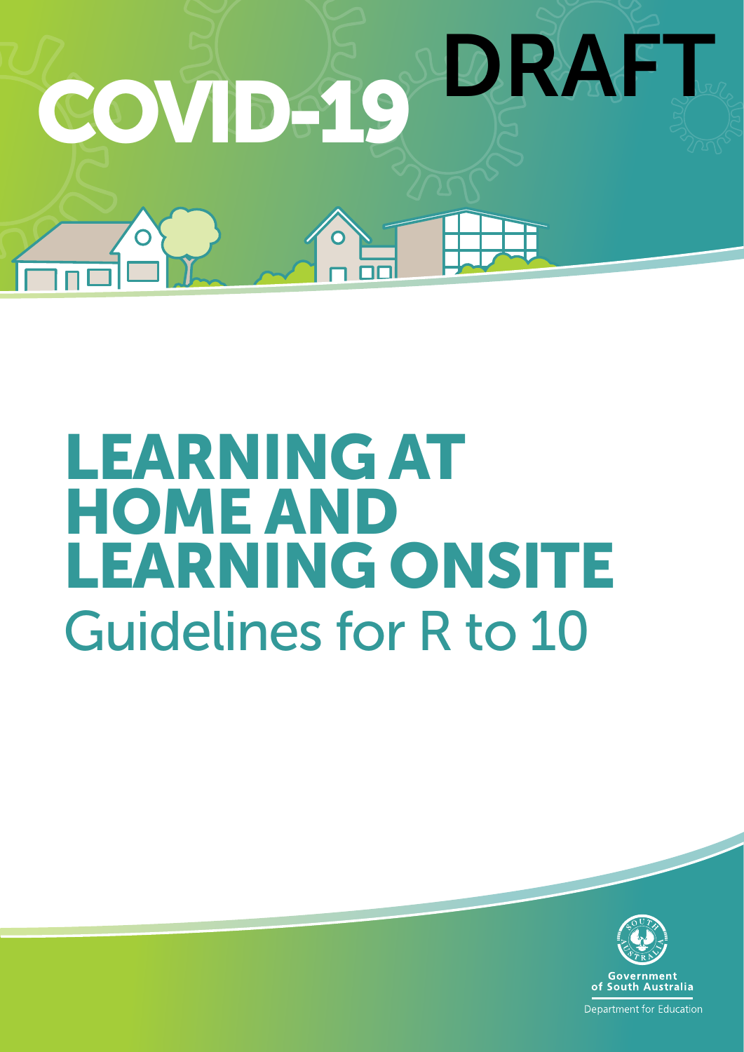# COVID-19

DRAFT

# LEARNING AT HOME AND LEARNING ONSITE

## Guidelines for R to 10

Government of South Australia

Department for Education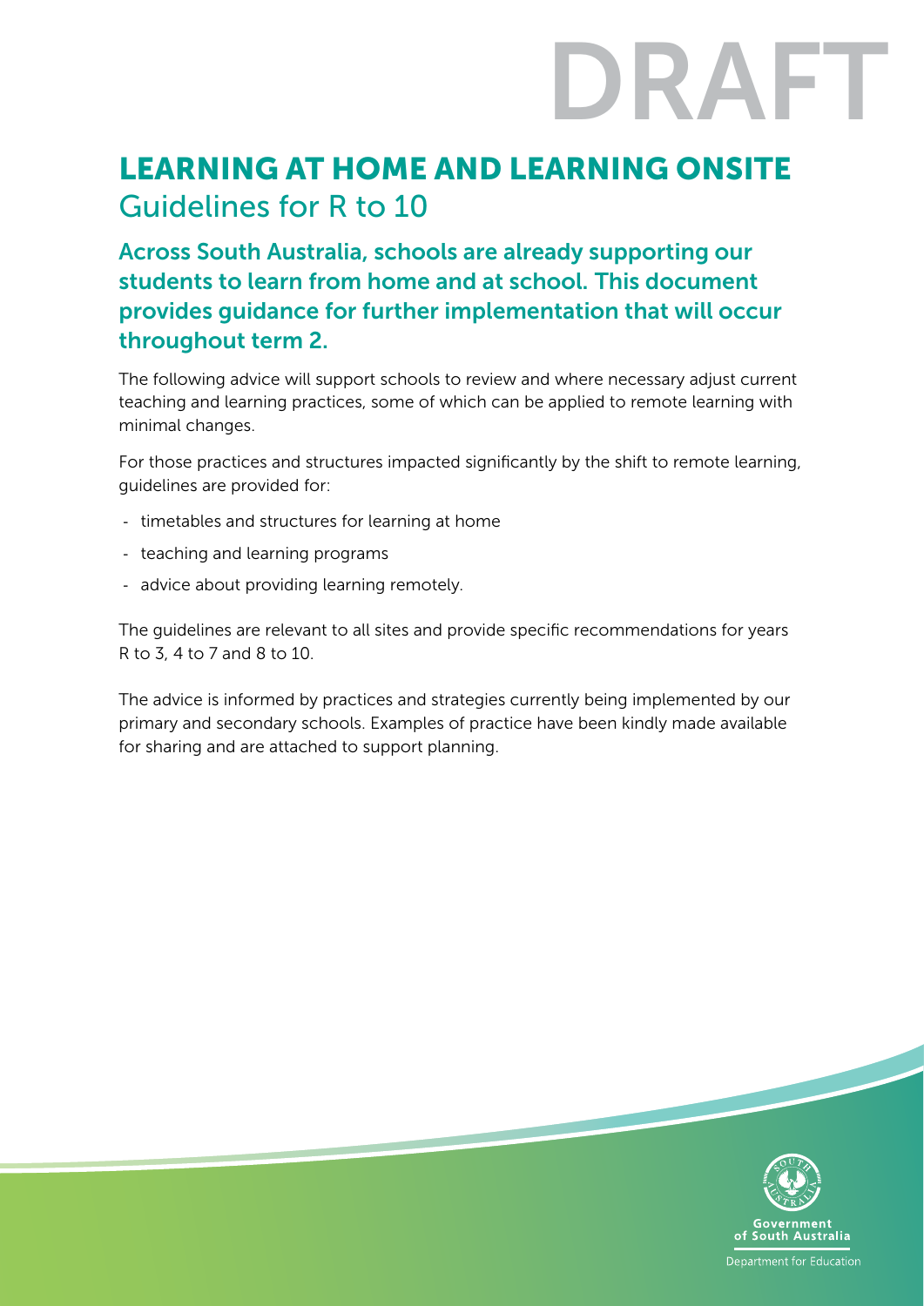DRAFT

# LEARNING AT HOME AND LEARNING ONSITE

## Guidelines for R to 10

### Across South Australia, schools are already supporting our students to learn from home and at school. This document provides guidance for further implementation that will occur throughout term 2.

The following advice will support schools to review and where necessary adjust current teaching and learning practices, some of which can be applied to remote learning with minimal changes.

For those practices and structures impacted significantly by the shift to remote learning, guidelines are provided for:

- timetables and structures for learning at home
- teaching and learning programs
- advice about providing learning remotely.

The guidelines are relevant to all sites and provide specific recommendations for years R to 3, 4 to 7 and 8 to 10.

The advice is informed by practices and strategies currently being implemented by our primary and secondary schools. Examples of practice have been kindly made available for sharing and are attached to support planning.

Government of South Australia
Department for Education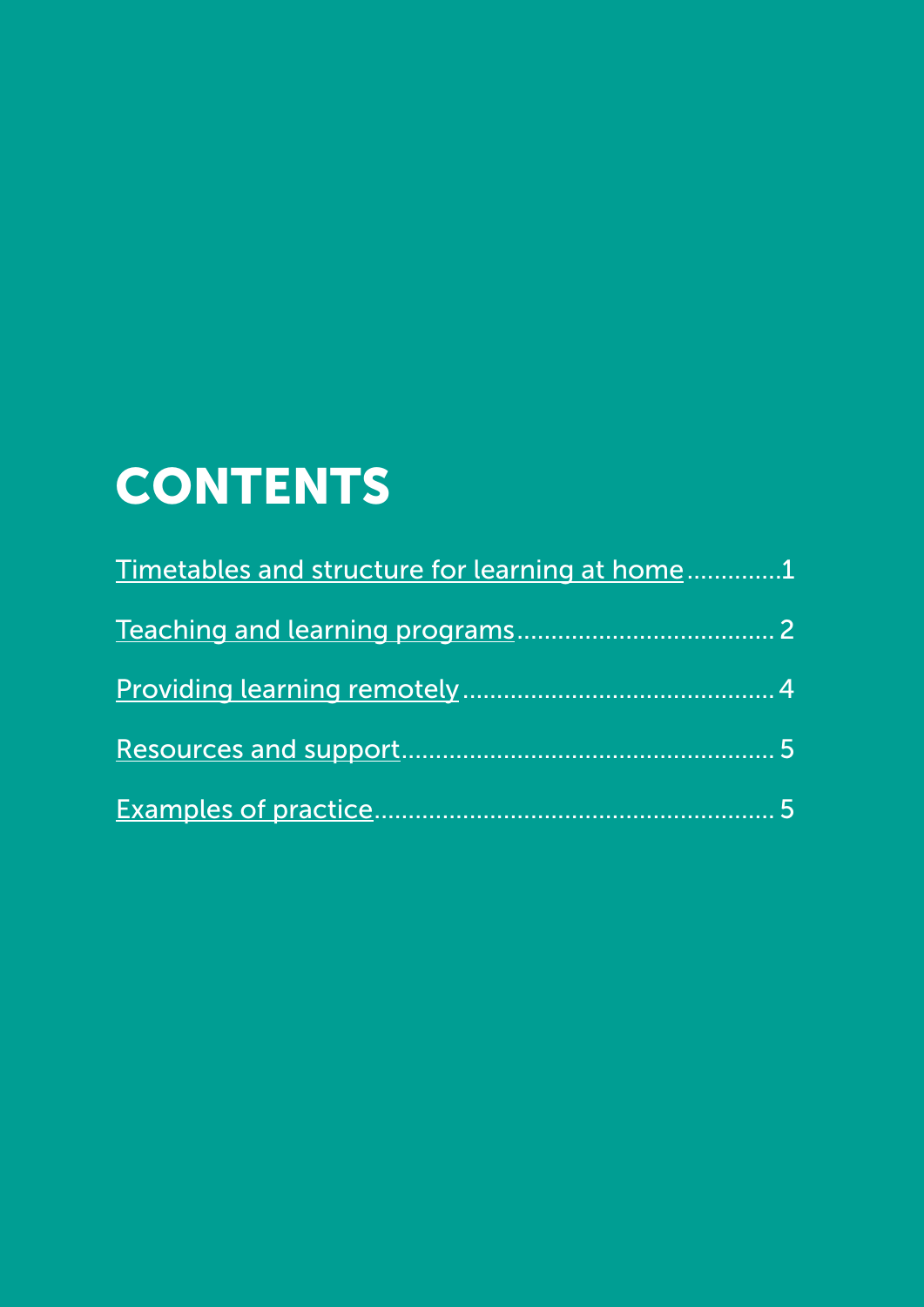# CONTENTS

Timetables and structure for learning at home.............1

Teaching and learning programs.................................... 2

Providing learning remotely............................................ 4

Resources and support..................................................... 5

Examples of practice......................................................... 5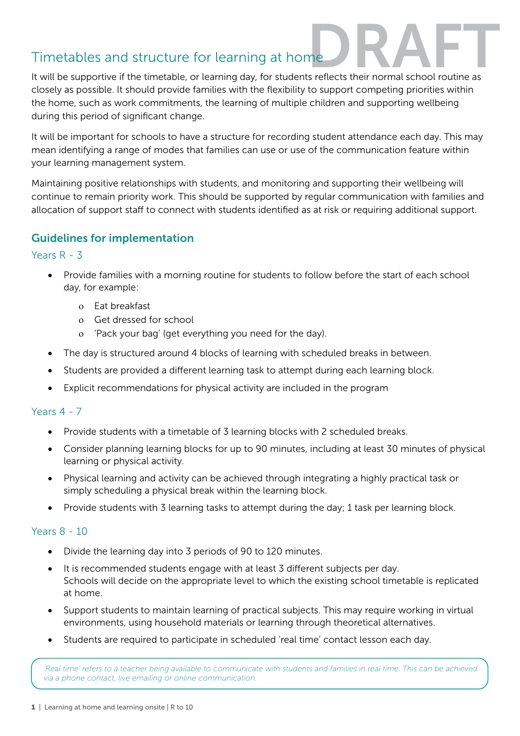# Timetables and structure for learning at home

DRAFT

It will be supportive if the timetable, or learning day, for students reflects their normal school routine as closely as possible. It should provide families with the flexibility to support competing priorities within the home, such as work commitments, the learning of multiple children and supporting wellbeing during this period of significant change.

It will be important for schools to have a structure for recording student attendance each day. This may mean identifying a range of modes that families can use or use of the communication feature within your learning management system.

Maintaining positive relationships with students, and monitoring and supporting their wellbeing will continue to remain priority work. This should be supported by regular communication with families and allocation of support staff to connect with students identified as at risk or requiring additional support.

## Guidelines for implementation

### Years R - 3

- Provide families with a morning routine for students to follow before the start of each school day, for example:
  - Eat breakfast
  - Get dressed for school
  - 'Pack your bag' (get everything you need for the day).
- The day is structured around 4 blocks of learning with scheduled breaks in between.
- Students are provided a different learning task to attempt during each learning block.
- Explicit recommendations for physical activity are included in the program

### Years 4 - 7

- Provide students with a timetable of 3 learning blocks with 2 scheduled breaks.
- Consider planning learning blocks for up to 90 minutes, including at least 30 minutes of physical learning or physical activity.
- Physical learning and activity can be achieved through integrating a highly practical task or simply scheduling a physical break within the learning block.
- Provide students with 3 learning tasks to attempt during the day; 1 task per learning block.

### Years 8 - 10

- Divide the learning day into 3 periods of 90 to 120 minutes.
- It is recommended students engage with at least 3 different subjects per day. Schools will decide on the appropriate level to which the existing school timetable is replicated at home.
- Support students to maintain learning of practical subjects. This may require working in virtual environments, using household materials or learning through theoretical alternatives.
- Students are required to participate in scheduled 'real time' contact lesson each day.

*'Real time' refers to a teacher being available to communicate with students and families in real time. This can be achieved via a phone contact, live emailing or online communication.*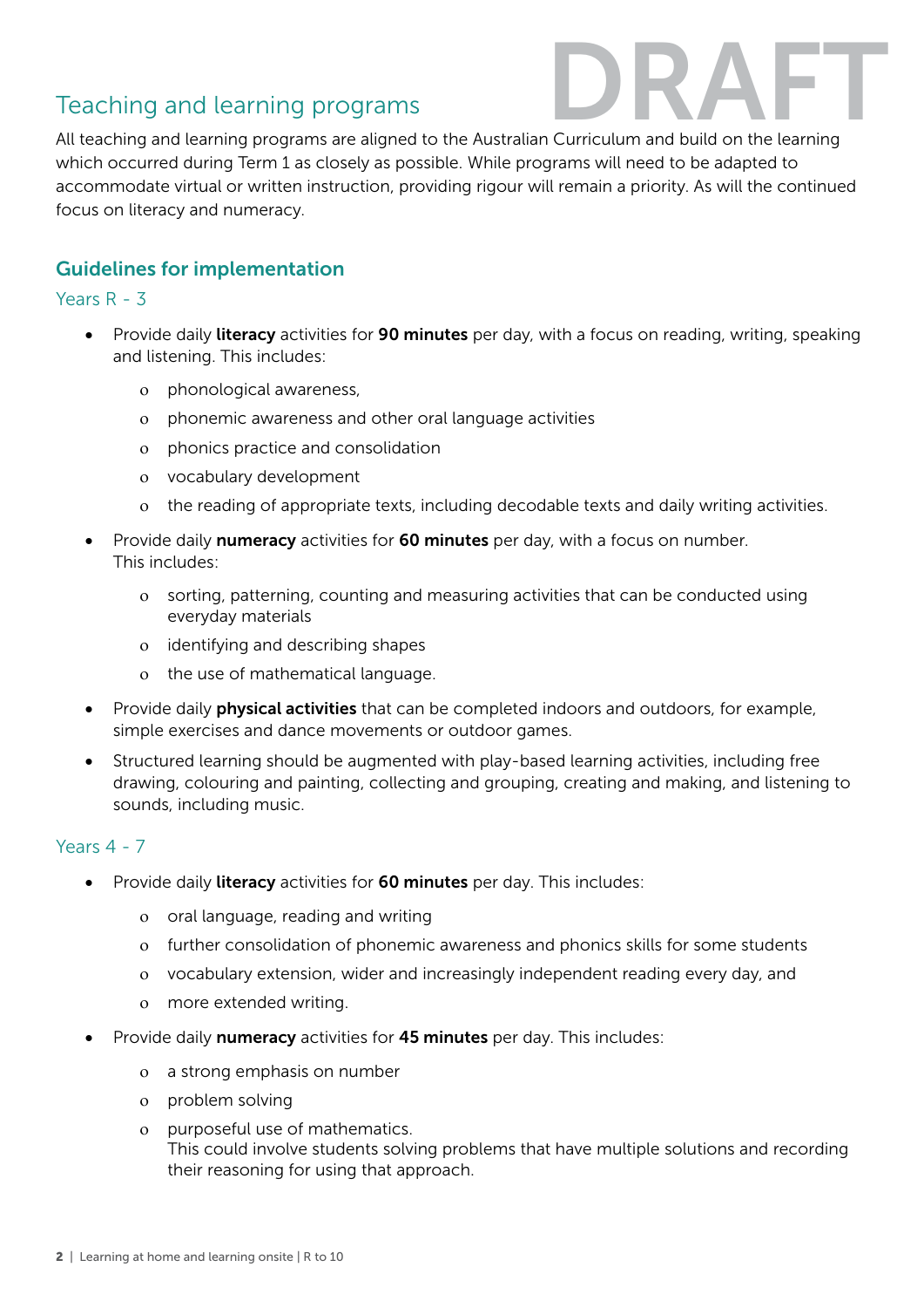## Teaching and learning programs

DRAFT

All teaching and learning programs are aligned to the Australian Curriculum and build on the learning which occurred during Term 1 as closely as possible. While programs will need to be adapted to accommodate virtual or written instruction, providing rigour will remain a priority. As will the continued focus on literacy and numeracy.

### Guidelines for implementation

#### Years R - 3

- Provide daily **literacy** activities for **90 minutes** per day, with a focus on reading, writing, speaking and listening. This includes:
  - phonological awareness,
  - phonemic awareness and other oral language activities
  - phonics practice and consolidation
  - vocabulary development
  - the reading of appropriate texts, including decodable texts and daily writing activities.
- Provide daily **numeracy** activities for **60 minutes** per day, with a focus on number. This includes:
  - sorting, patterning, counting and measuring activities that can be conducted using everyday materials
  - identifying and describing shapes
  - the use of mathematical language.
- Provide daily **physical activities** that can be completed indoors and outdoors, for example, simple exercises and dance movements or outdoor games.
- Structured learning should be augmented with play-based learning activities, including free drawing, colouring and painting, collecting and grouping, creating and making, and listening to sounds, including music.

#### Years 4 - 7

- Provide daily **literacy** activities for **60 minutes** per day. This includes:
  - oral language, reading and writing
  - further consolidation of phonemic awareness and phonics skills for some students
  - vocabulary extension, wider and increasingly independent reading every day, and
  - more extended writing.
- Provide daily **numeracy** activities for **45 minutes** per day. This includes:
  - a strong emphasis on number
  - problem solving
  - purposeful use of mathematics.
    This could involve students solving problems that have multiple solutions and recording their reasoning for using that approach.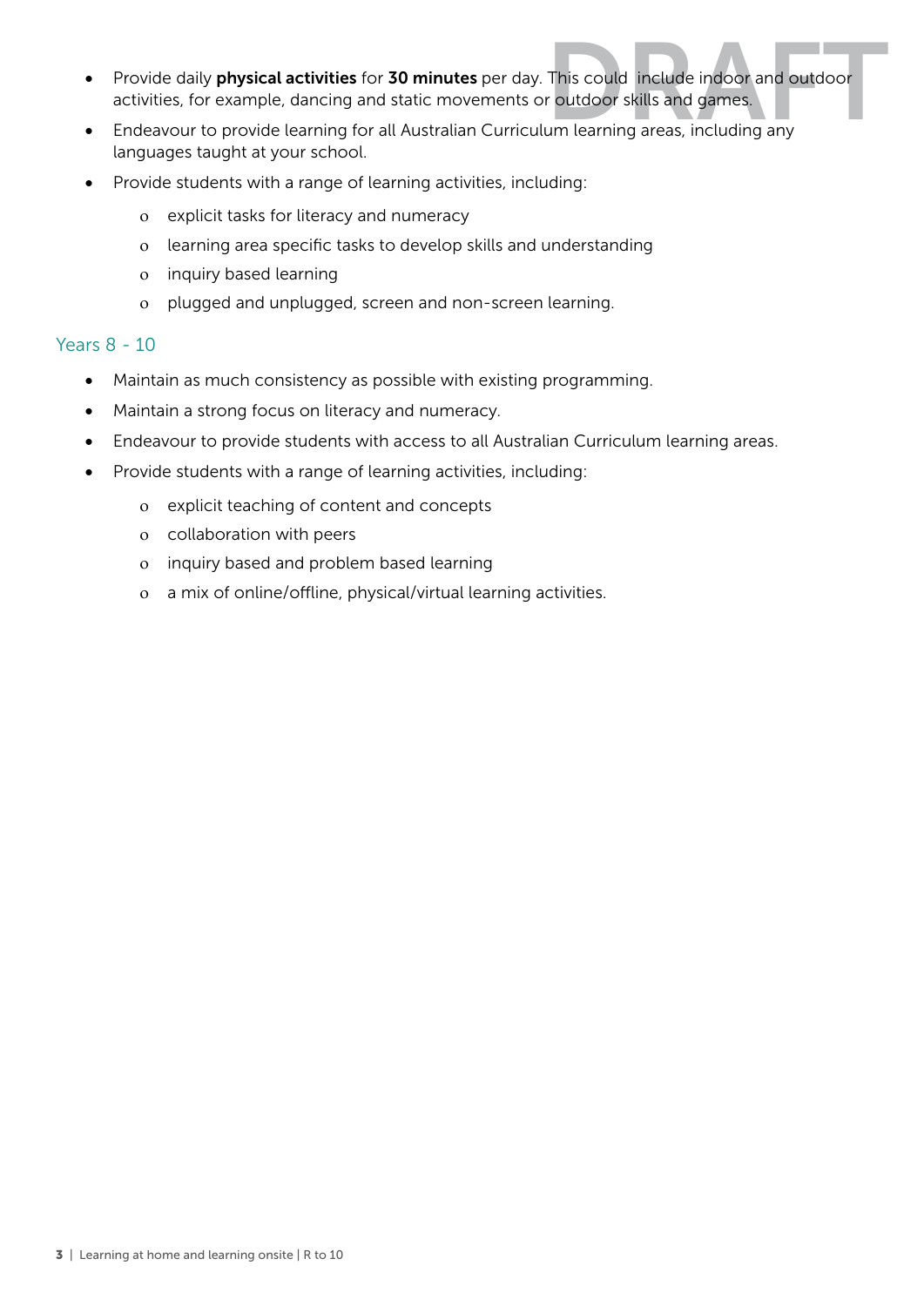- Provide daily **physical activities** for **30 minutes** per day. This could include indoor and outdoor activities, for example, dancing and static movements or outdoor skills and games.
- Endeavour to provide learning for all Australian Curriculum learning areas, including any languages taught at your school.
- Provide students with a range of learning activities, including:
  - explicit tasks for literacy and numeracy
  - learning area specific tasks to develop skills and understanding
  - inquiry based learning
  - plugged and unplugged, screen and non-screen learning.

### Years 8 - 10

- Maintain as much consistency as possible with existing programming.
- Maintain a strong focus on literacy and numeracy.
- Endeavour to provide students with access to all Australian Curriculum learning areas.
- Provide students with a range of learning activities, including:
  - explicit teaching of content and concepts
  - collaboration with peers
  - inquiry based and problem based learning
  - a mix of online/offline, physical/virtual learning activities.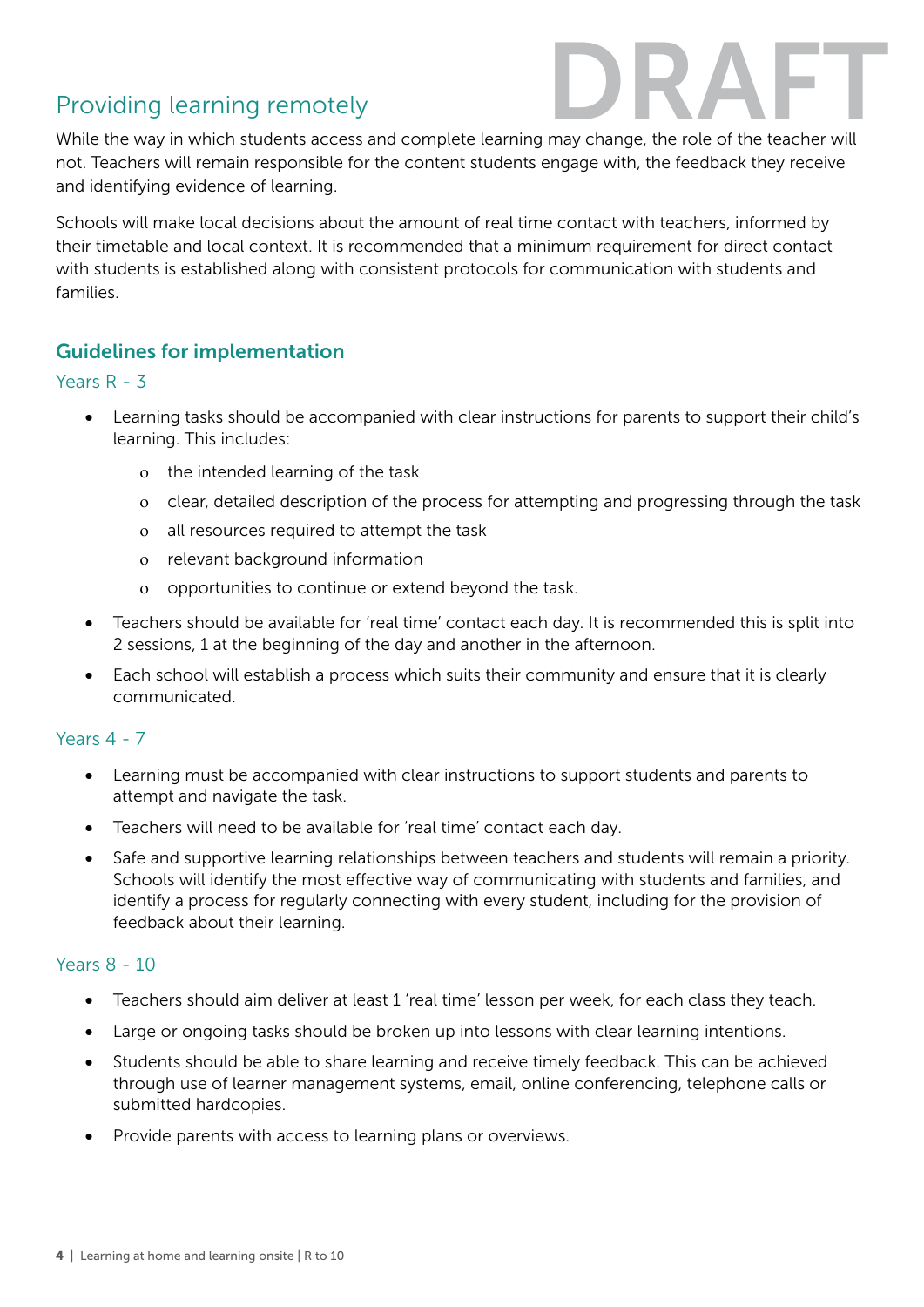## Providing learning remotely

While the way in which students access and complete learning may change, the role of the teacher will not. Teachers will remain responsible for the content students engage with, the feedback they receive and identifying evidence of learning.

Schools will make local decisions about the amount of real time contact with teachers, informed by their timetable and local context. It is recommended that a minimum requirement for direct contact with students is established along with consistent protocols for communication with students and families.

### Guidelines for implementation

#### Years R - 3

- Learning tasks should be accompanied with clear instructions for parents to support their child's learning. This includes:
    - the intended learning of the task
    - clear, detailed description of the process for attempting and progressing through the task
    - all resources required to attempt the task
    - relevant background information
    - opportunities to continue or extend beyond the task.
- Teachers should be available for 'real time' contact each day. It is recommended this is split into 2 sessions, 1 at the beginning of the day and another in the afternoon.
- Each school will establish a process which suits their community and ensure that it is clearly communicated.

#### Years 4 - 7

- Learning must be accompanied with clear instructions to support students and parents to attempt and navigate the task.
- Teachers will need to be available for 'real time' contact each day.
- Safe and supportive learning relationships between teachers and students will remain a priority. Schools will identify the most effective way of communicating with students and families, and identify a process for regularly connecting with every student, including for the provision of feedback about their learning.

#### Years 8 - 10

- Teachers should aim deliver at least 1 'real time' lesson per week, for each class they teach.
- Large or ongoing tasks should be broken up into lessons with clear learning intentions.
- Students should be able to share learning and receive timely feedback. This can be achieved through use of learner management systems, email, online conferencing, telephone calls or submitted hardcopies.
- Provide parents with access to learning plans or overviews.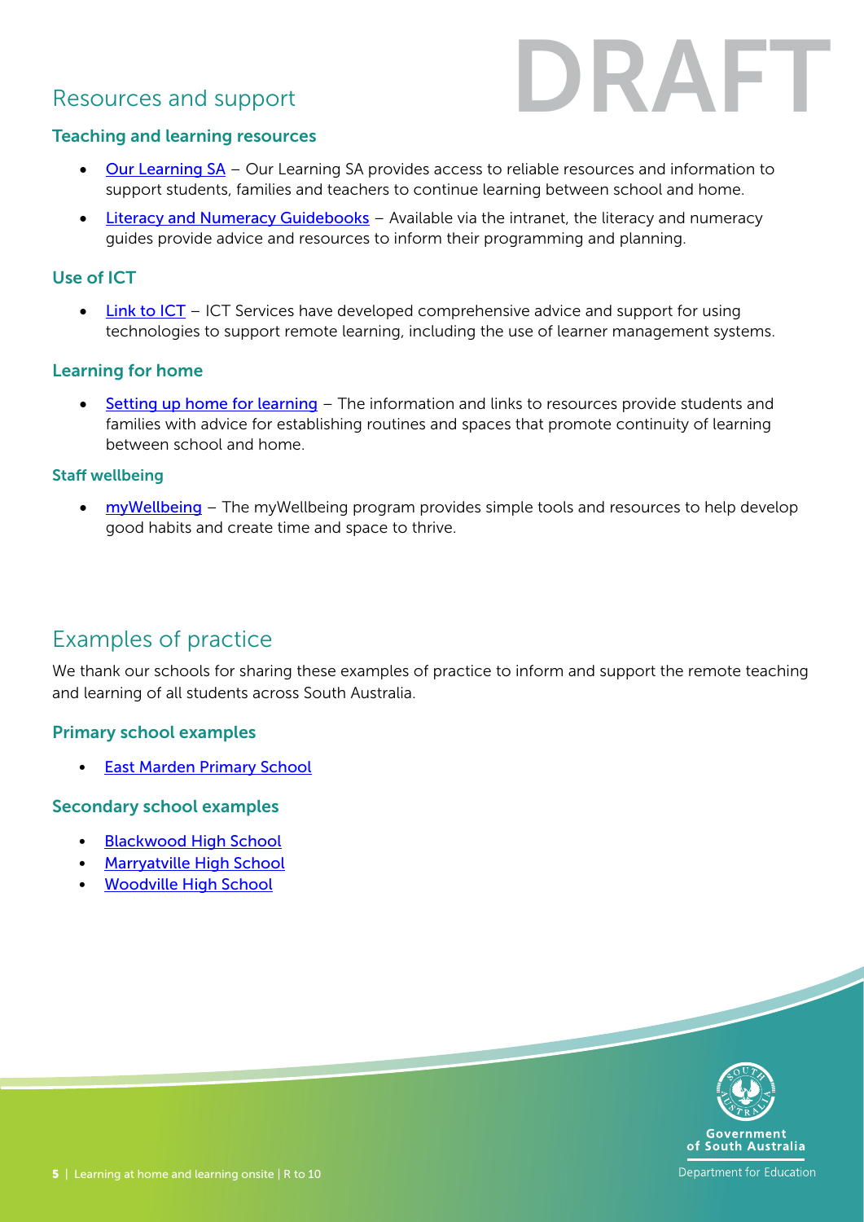## Resources and support

DRAFT

### Teaching and learning resources

- Our Learning SA – Our Learning SA provides access to reliable resources and information to support students, families and teachers to continue learning between school and home.
- Literacy and Numeracy Guidebooks – Available via the intranet, the literacy and numeracy guides provide advice and resources to inform their programming and planning.

### Use of ICT

- Link to ICT – ICT Services have developed comprehensive advice and support for using technologies to support remote learning, including the use of learner management systems.

### Learning for home

- Setting up home for learning – The information and links to resources provide students and families with advice for establishing routines and spaces that promote continuity of learning between school and home.

### Staff wellbeing

- myWellbeing – The myWellbeing program provides simple tools and resources to help develop good habits and create time and space to thrive.

## Examples of practice

We thank our schools for sharing these examples of practice to inform and support the remote teaching and learning of all students across South Australia.

### Primary school examples

- East Marden Primary School

### Secondary school examples

- Blackwood High School
- Marryatville High School
- Woodville High School

Government of South Australia
Department for Education